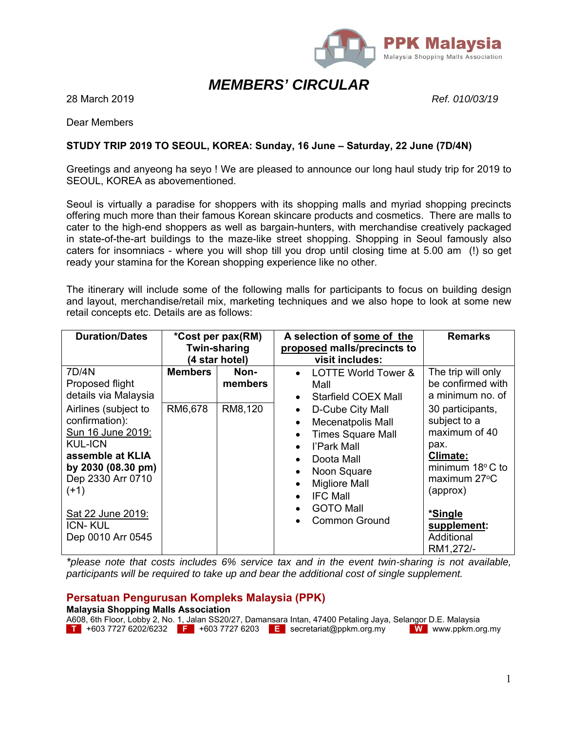**PPK Malaysia**
Malaysia Shopping Malls Association

# *MEMBERS' CIRCULAR*

28 March 2019 *Ref. 010/03/19*

Dear Members

**STUDY TRIP 2019 TO SEOUL, KOREA: Sunday, 16 June – Saturday, 22 June (7D/4N)**

Greetings and anyeong ha seyo ! We are pleased to announce our long haul study trip for 2019 to SEOUL, KOREA as abovementioned.

Seoul is virtually a paradise for shoppers with its shopping malls and myriad shopping precincts offering much more than their famous Korean skincare products and cosmetics. There are malls to cater to the high-end shoppers as well as bargain-hunters, with merchandise creatively packaged in state-of-the-art buildings to the maze-like street shopping. Shopping in Seoul famously also caters for insomniacs - where you will shop till you drop until closing time at 5.00 am (!) so get ready your stamina for the Korean shopping experience like no other.

The itinerary will include some of the following malls for participants to focus on building design and layout, merchandise/retail mix, marketing techniques and we also hope to look at some new retail concepts etc. Details are as follows:

| Duration/Dates | *Cost per pax(RM) Twin-sharing (4 star hotel) | | A selection of <u>some of the proposed</u> malls/precincts to visit includes: | Remarks |
|---|---|---|---|---|
| | **Members** | **Non-members** | | |
| 7D/4N<br>Proposed flight details via Malaysia Airlines (subject to confirmation):<br><u>Sun 16 June 2019:</u><br>KUL-ICN<br>**assemble at KLIA by 2030 (08.30 pm)**<br>Dep 2330 Arr 0710 (+1)<br><br><u>Sat 22 June 2019:</u><br>ICN- KUL<br>Dep 0010 Arr 0545 | RM6,678 | RM8,120 | • LOTTE World Tower & Mall<br>• Starfield COEX Mall<br>• D-Cube City Mall<br>• Mecenatpolis Mall<br>• Times Square Mall<br>• I'Park Mall<br>• Doota Mall<br>• Noon Square<br>• Migliore Mall<br>• IFC Mall<br>• GOTO Mall<br>• Common Ground | The trip will only be confirmed with a minimum no. of 30 participants, subject to a maximum of 40 pax.<br>**<u>Climate:</u>**<br>minimum 18° C to maximum 27°C (approx)<br><br>**<u>*Single supplement</u>:**<br>Additional RM1,272/- |

*\*please note that costs includes 6% service tax and in the event twin-sharing is not available, participants will be required to take up and bear the additional cost of single supplement.*

**Persatuan Pengurusan Kompleks Malaysia (PPK)**
**Malaysia Shopping Malls Association**
A608, 6th Floor, Lobby 2, No. 1, Jalan SS20/27, Damansara Intan, 47400 Petaling Jaya, Selangor D.E. Malaysia
T +603 7727 6202/6232 F +603 7727 6203 E secretariat@ppkm.org.my W www.ppkm.org.my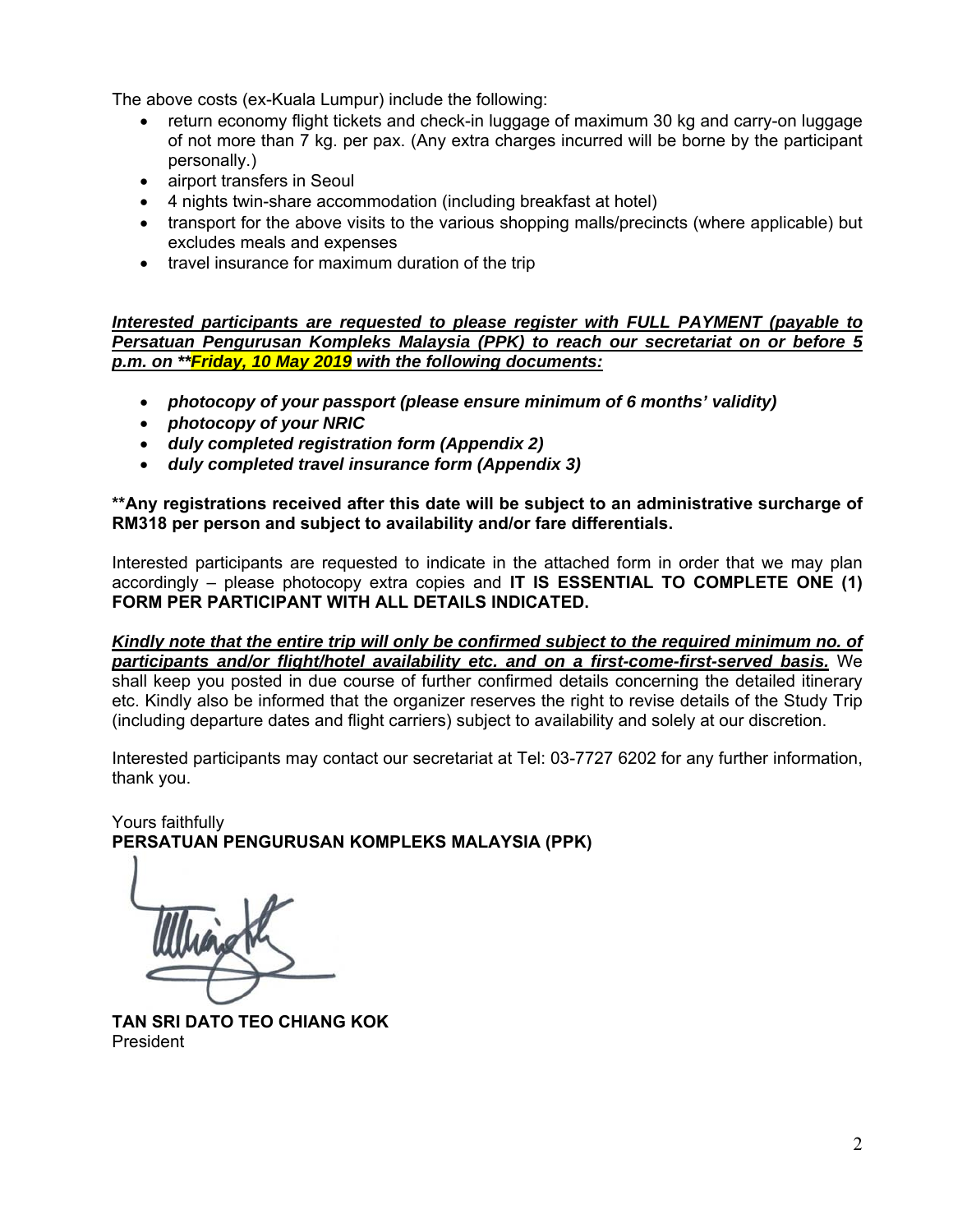The above costs (ex-Kuala Lumpur) include the following:

- return economy flight tickets and check-in luggage of maximum 30 kg and carry-on luggage of not more than 7 kg. per pax. (Any extra charges incurred will be borne by the participant personally.)
- airport transfers in Seoul
- 4 nights twin-share accommodation (including breakfast at hotel)
- transport for the above visits to the various shopping malls/precincts (where applicable) but excludes meals and expenses
- travel insurance for maximum duration of the trip

***Interested participants are requested to please register with FULL PAYMENT (payable to Persatuan Pengurusan Kompleks Malaysia (PPK) to reach our secretariat on or before 5 p.m. on **Friday, 10 May 2019 with the following documents:***

- ***photocopy of your passport (please ensure minimum of 6 months' validity)***
- ***photocopy of your NRIC***
- ***duly completed registration form (Appendix 2)***
- ***duly completed travel insurance form (Appendix 3)***

****Any registrations received after this date will be subject to an administrative surcharge of RM318 per person and subject to availability and/or fare differentials.**

Interested participants are requested to indicate in the attached form in order that we may plan accordingly – please photocopy extra copies and **IT IS ESSENTIAL TO COMPLETE ONE (1) FORM PER PARTICIPANT WITH ALL DETAILS INDICATED.**

***Kindly note that the entire trip will only be confirmed subject to the required minimum no. of participants and/or flight/hotel availability etc. and on a first-come-first-served basis.*** We shall keep you posted in due course of further confirmed details concerning the detailed itinerary etc. Kindly also be informed that the organizer reserves the right to revise details of the Study Trip (including departure dates and flight carriers) subject to availability and solely at our discretion.

Interested participants may contact our secretariat at Tel: 03-7727 6202 for any further information, thank you.

Yours faithfully
**PERSATUAN PENGURUSAN KOMPLEKS MALAYSIA (PPK)**

**TAN SRI DATO TEO CHIANG KOK**
President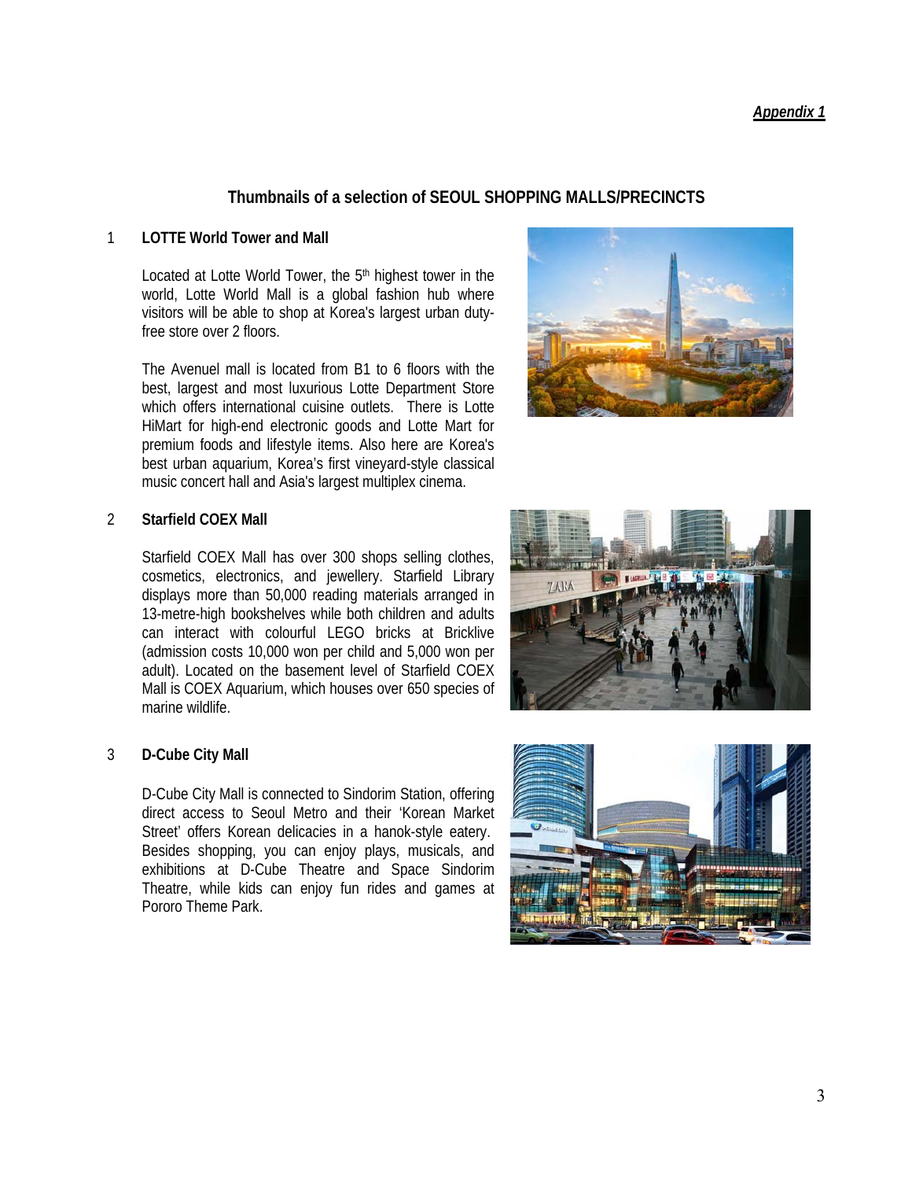*Appendix 1*

## Thumbnails of a selection of SEOUL SHOPPING MALLS/PRECINCTS

### 1 LOTTE World Tower and Mall

Located at Lotte World Tower, the 5th highest tower in the world, Lotte World Mall is a global fashion hub where visitors will be able to shop at Korea's largest urban duty-free store over 2 floors.

The Avenuel mall is located from B1 to 6 floors with the best, largest and most luxurious Lotte Department Store which offers international cuisine outlets. There is Lotte HiMart for high-end electronic goods and Lotte Mart for premium foods and lifestyle items. Also here are Korea's best urban aquarium, Korea's first vineyard-style classical music concert hall and Asia's largest multiplex cinema.

### 2 Starfield COEX Mall

Starfield COEX Mall has over 300 shops selling clothes, cosmetics, electronics, and jewellery. Starfield Library displays more than 50,000 reading materials arranged in 13-metre-high bookshelves while both children and adults can interact with colourful LEGO bricks at Bricklive (admission costs 10,000 won per child and 5,000 won per adult). Located on the basement level of Starfield COEX Mall is COEX Aquarium, which houses over 650 species of marine wildlife.

### 3 D-Cube City Mall

D-Cube City Mall is connected to Sindorim Station, offering direct access to Seoul Metro and their 'Korean Market Street' offers Korean delicacies in a hanok-style eatery. Besides shopping, you can enjoy plays, musicals, and exhibitions at D-Cube Theatre and Space Sindorim Theatre, while kids can enjoy fun rides and games at Pororo Theme Park.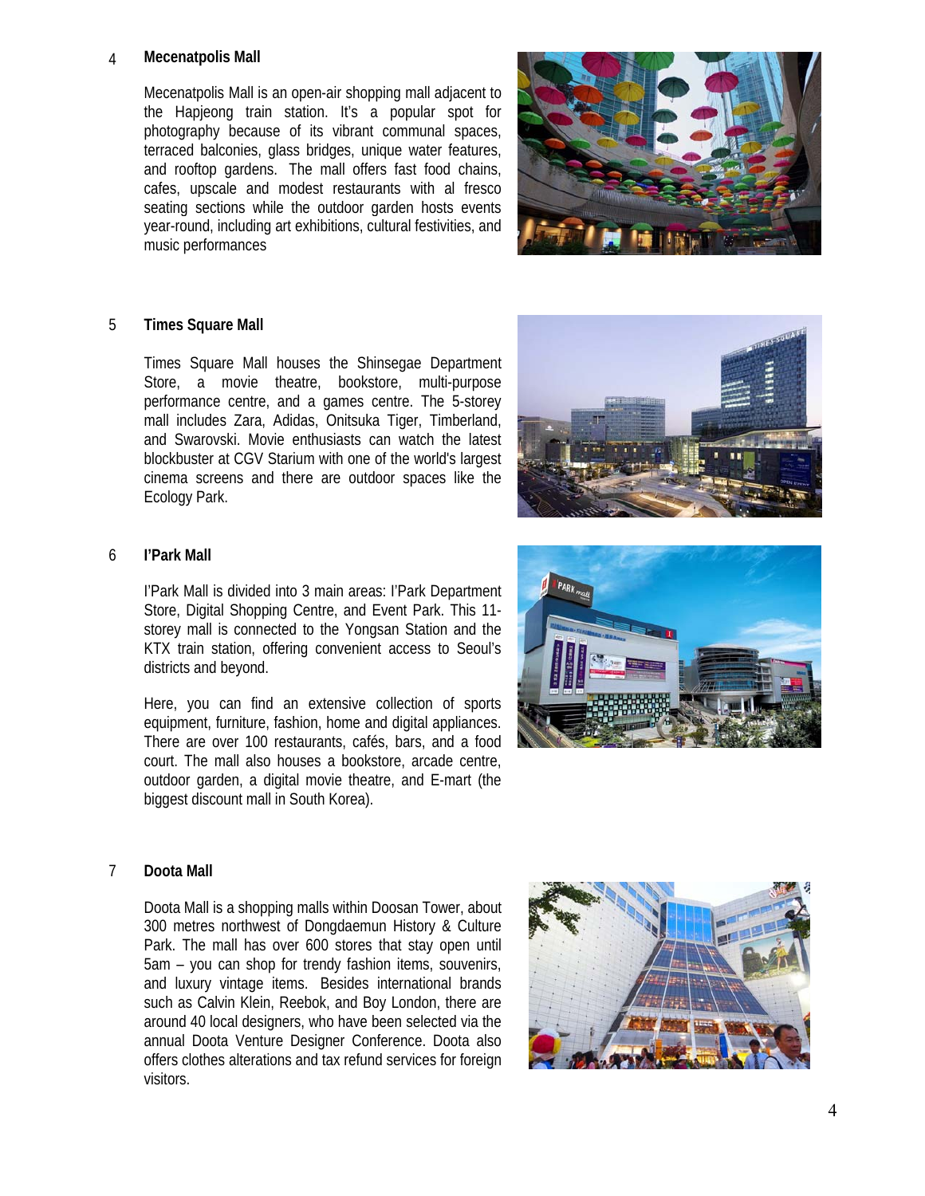## 4 Mecenatpolis Mall

Mecenatpolis Mall is an open-air shopping mall adjacent to the Hapjeong train station. It's a popular spot for photography because of its vibrant communal spaces, terraced balconies, glass bridges, unique water features, and rooftop gardens. The mall offers fast food chains, cafes, upscale and modest restaurants with al fresco seating sections while the outdoor garden hosts events year-round, including art exhibitions, cultural festivities, and music performances

## 5 Times Square Mall

Times Square Mall houses the Shinsegae Department Store, a movie theatre, bookstore, multi-purpose performance centre, and a games centre. The 5-storey mall includes Zara, Adidas, Onitsuka Tiger, Timberland, and Swarovski. Movie enthusiasts can watch the latest blockbuster at CGV Starium with one of the world's largest cinema screens and there are outdoor spaces like the Ecology Park.

## 6 I'Park Mall

I'Park Mall is divided into 3 main areas: I'Park Department Store, Digital Shopping Centre, and Event Park. This 11-storey mall is connected to the Yongsan Station and the KTX train station, offering convenient access to Seoul's districts and beyond.

Here, you can find an extensive collection of sports equipment, furniture, fashion, home and digital appliances. There are over 100 restaurants, cafés, bars, and a food court. The mall also houses a bookstore, arcade centre, outdoor garden, a digital movie theatre, and E-mart (the biggest discount mall in South Korea).

## 7 Doota Mall

Doota Mall is a shopping malls within Doosan Tower, about 300 metres northwest of Dongdaemun History & Culture Park. The mall has over 600 stores that stay open until 5am – you can shop for trendy fashion items, souvenirs, and luxury vintage items. Besides international brands such as Calvin Klein, Reebok, and Boy London, there are around 40 local designers, who have been selected via the annual Doota Venture Designer Conference. Doota also offers clothes alterations and tax refund services for foreign visitors.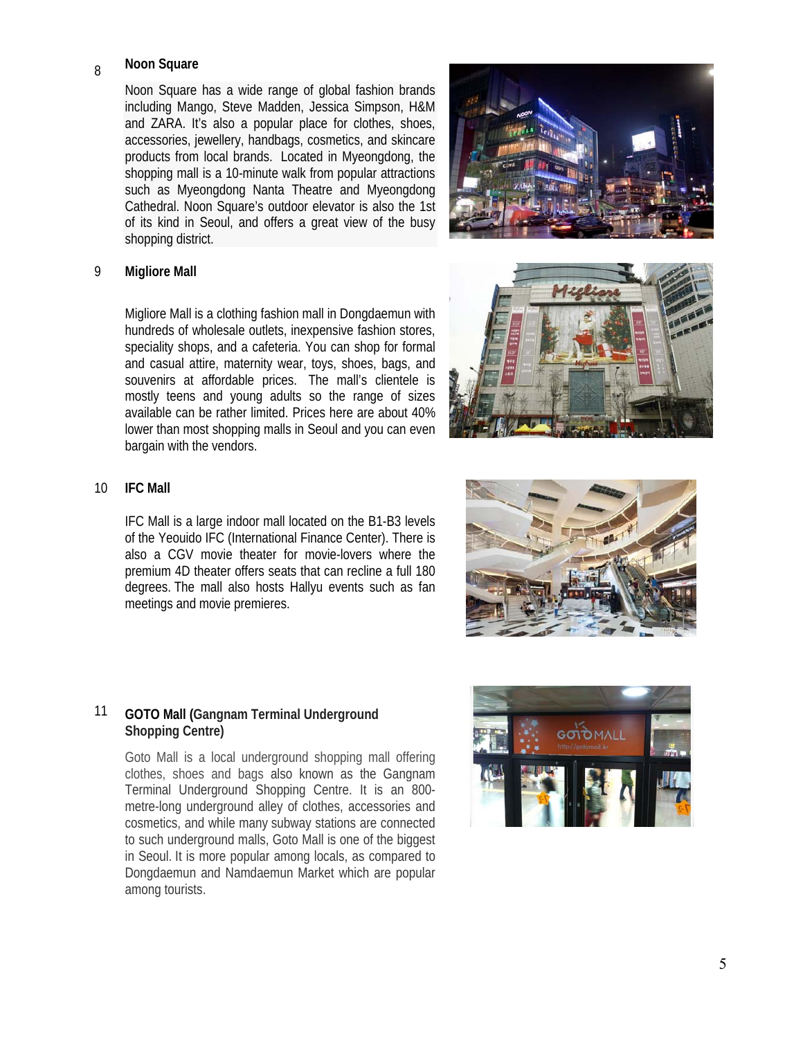### 8 Noon Square

Noon Square has a wide range of global fashion brands including Mango, Steve Madden, Jessica Simpson, H&M and ZARA. It's also a popular place for clothes, shoes, accessories, jewellery, handbags, cosmetics, and skincare products from local brands. Located in Myeongdong, the shopping mall is a 10-minute walk from popular attractions such as Myeongdong Nanta Theatre and Myeongdong Cathedral. Noon Square's outdoor elevator is also the 1st of its kind in Seoul, and offers a great view of the busy shopping district.

### 9 Migliore Mall

Migliore Mall is a clothing fashion mall in Dongdaemun with hundreds of wholesale outlets, inexpensive fashion stores, speciality shops, and a cafeteria. You can shop for formal and casual attire, maternity wear, toys, shoes, bags, and souvenirs at affordable prices. The mall's clientele is mostly teens and young adults so the range of sizes available can be rather limited. Prices here are about 40% lower than most shopping malls in Seoul and you can even bargain with the vendors.

### 10 IFC Mall

IFC Mall is a large indoor mall located on the B1-B3 levels of the Yeouido IFC (International Finance Center). There is also a CGV movie theater for movie-lovers where the premium 4D theater offers seats that can recline a full 180 degrees. The mall also hosts Hallyu events such as fan meetings and movie premieres.

### 11 GOTO Mall (Gangnam Terminal Underground Shopping Centre)

Goto Mall is a local underground shopping mall offering clothes, shoes and bags also known as the Gangnam Terminal Underground Shopping Centre. It is an 800-metre-long underground alley of clothes, accessories and cosmetics, and while many subway stations are connected to such underground malls, Goto Mall is one of the biggest in Seoul. It is more popular among locals, as compared to Dongdaemun and Namdaemun Market which are popular among tourists.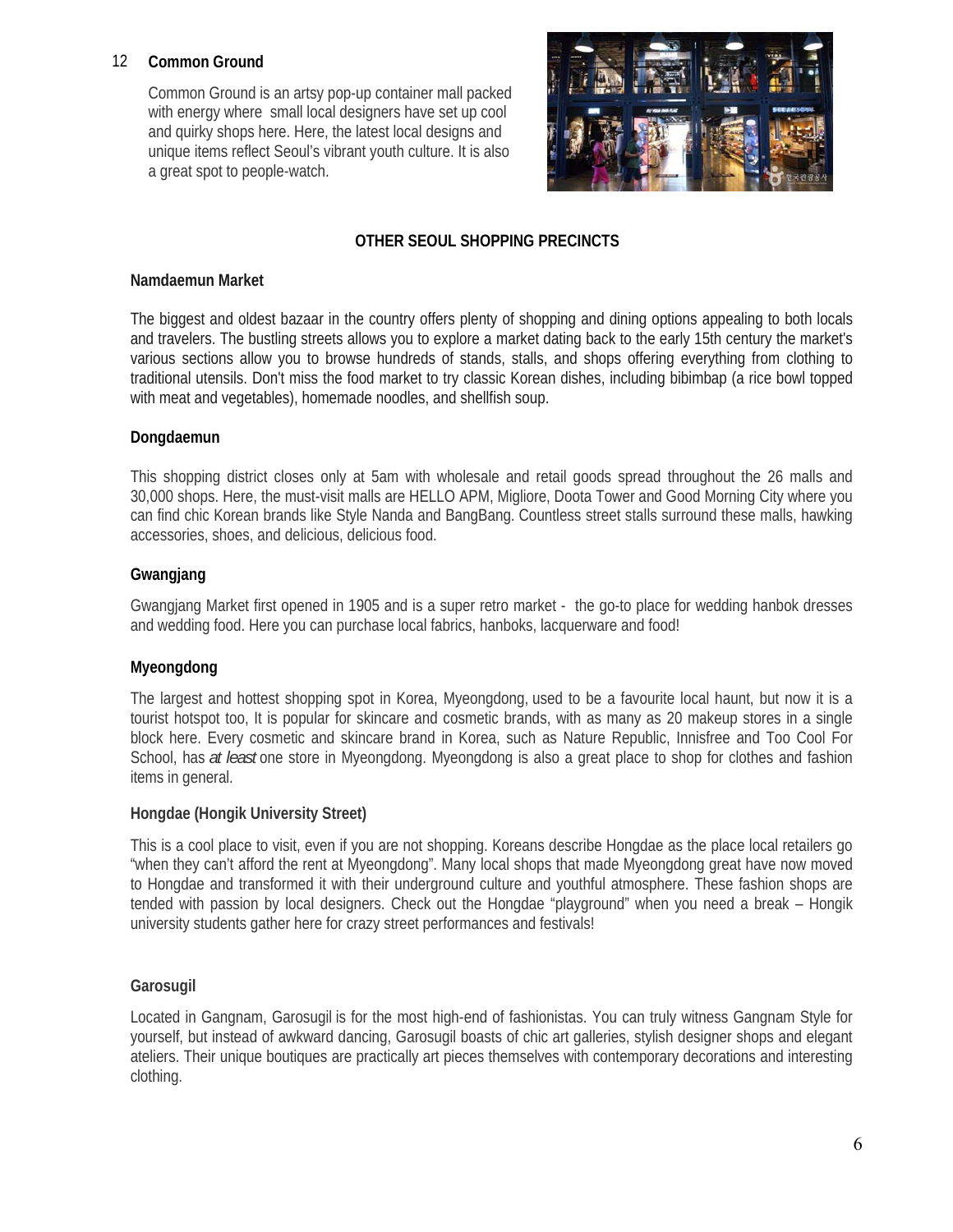## 12 Common Ground

Common Ground is an artsy pop-up container mall packed with energy where  small local designers have set up cool and quirky shops here. Here, the latest local designs and unique items reflect Seoul's vibrant youth culture. It is also a great spot to people-watch.

## OTHER SEOUL SHOPPING PRECINCTS

### Namdaemun Market

The biggest and oldest bazaar in the country offers plenty of shopping and dining options appealing to both locals and travelers. The bustling streets allows you to explore a market dating back to the early 15th century the market's various sections allow you to browse hundreds of stands, stalls, and shops offering everything from clothing to traditional utensils. Don't miss the food market to try classic Korean dishes, including bibimbap (a rice bowl topped with meat and vegetables), homemade noodles, and shellfish soup.

### Dongdaemun

This shopping district closes only at 5am with wholesale and retail goods spread throughout the 26 malls and 30,000 shops. Here, the must-visit malls are HELLO APM, Migliore, Doota Tower and Good Morning City where you can find chic Korean brands like Style Nanda and BangBang. Countless street stalls surround these malls, hawking accessories, shoes, and delicious, delicious food.

### Gwangjang

Gwangjang Market first opened in 1905 and is a super retro market -  the go-to place for wedding hanbok dresses and wedding food. Here you can purchase local fabrics, hanboks, lacquerware and food!

### Myeongdong

The largest and hottest shopping spot in Korea, Myeongdong, used to be a favourite local haunt, but now it is a tourist hotspot too, It is popular for skincare and cosmetic brands, with as many as 20 makeup stores in a single block here. Every cosmetic and skincare brand in Korea, such as Nature Republic, Innisfree and Too Cool For School, has *at least* one store in Myeongdong. Myeongdong is also a great place to shop for clothes and fashion items in general.

### Hongdae (Hongik University Street)

This is a cool place to visit, even if you are not shopping. Koreans describe Hongdae as the place local retailers go "when they can't afford the rent at Myeongdong". Many local shops that made Myeongdong great have now moved to Hongdae and transformed it with their underground culture and youthful atmosphere. These fashion shops are tended with passion by local designers. Check out the Hongdae "playground" when you need a break – Hongik university students gather here for crazy street performances and festivals!

### Garosugil

Located in Gangnam, Garosugil is for the most high-end of fashionistas. You can truly witness Gangnam Style for yourself, but instead of awkward dancing, Garosugil boasts of chic art galleries, stylish designer shops and elegant ateliers. Their unique boutiques are practically art pieces themselves with contemporary decorations and interesting clothing.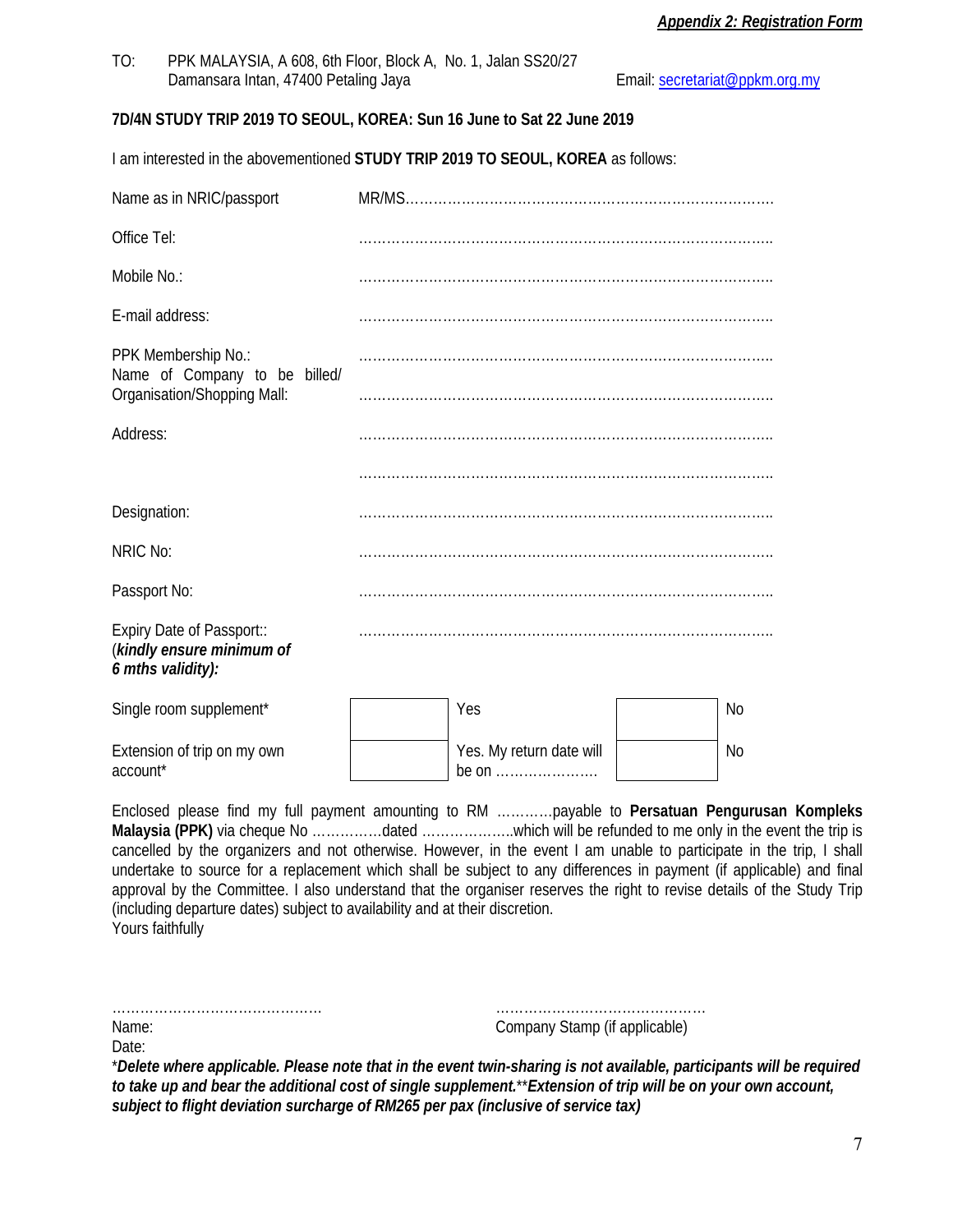***Appendix 2: Registration Form***

TO: PPK MALAYSIA, A 608, 6th Floor, Block A, No. 1, Jalan SS20/27
Damansara Intan, 47400 Petaling Jaya Email: secretariat@ppkm.org.my

**7D/4N STUDY TRIP 2019 TO SEOUL, KOREA: Sun 16 June to Sat 22 June 2019**

I am interested in the abovementioned **STUDY TRIP 2019 TO SEOUL, KOREA** as follows:

Name as in NRIC/passport MR/MS……………………………………………………………………

Office Tel: ……………………………………………………………………………..

Mobile No.: ……………………………………………………………………………..

E-mail address: ……………………………………………………………………………..

PPK Membership No.: ……………………………………………………………………………..

Name of Company to be billed/ Organisation/Shopping Mall: ……………………………………………………………………………..

Address: ……………………………………………………………………………..

……………………………………………………………………………..

Designation: ……………………………………………………………………………..

NRIC No: ……………………………………………………………………………..

Passport No: ……………………………………………………………………………..

Expiry Date of Passport:: (***kindly ensure minimum of 6 mths validity):*** ……………………………………………………………………………..

| | | | | |
|---|---|---|---|---|
| Single room supplement* | | Yes | | No |
| Extension of trip on my own account* | | Yes. My return date will be on …………………. | | No |

Enclosed please find my full payment amounting to RM …………payable to **Persatuan Pengurusan Kompleks Malaysia (PPK)** via cheque No ……………dated ………………..which will be refunded to me only in the event the trip is cancelled by the organizers and not otherwise. However, in the event I am unable to participate in the trip, I shall undertake to source for a replacement which shall be subject to any differences in payment (if applicable) and final approval by the Committee. I also understand that the organiser reserves the right to revise details of the Study Trip (including departure dates) subject to availability and at their discretion.
Yours faithfully

………………………………………. ……………………………………….
Name: Company Stamp (if applicable)
Date:

\****Delete where applicable. Please note that in the event twin-sharing is not available, participants will be required to take up and bear the additional cost of single supplement.***\*\****Extension of trip will be on your own account, subject to flight deviation surcharge of RM265 per pax (inclusive of service tax)***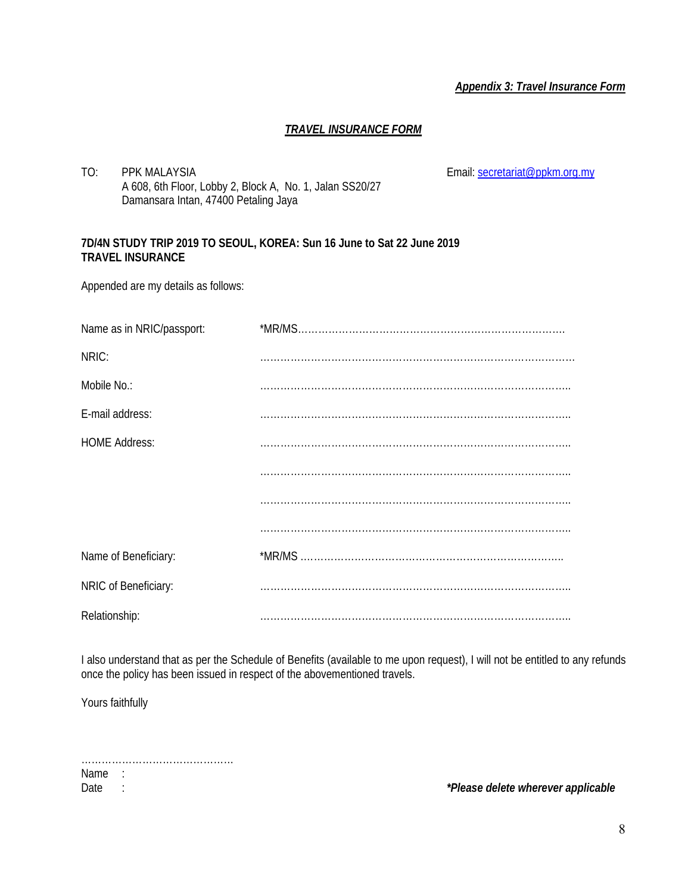***Appendix 3: Travel Insurance Form***

# ***TRAVEL INSURANCE FORM***

TO: PPK MALAYSIA
A 608, 6th Floor, Lobby 2, Block A, No. 1, Jalan SS20/27
Damansara Intan, 47400 Petaling Jaya

Email: secretariat@ppkm.org.my

**7D/4N STUDY TRIP 2019 TO SEOUL, KOREA: Sun 16 June to Sat 22 June 2019**
**TRAVEL INSURANCE**

Appended are my details as follows:

Name as in NRIC/passport: *MR/MS………………………………………………………………………

NRIC: ………………………………………………………………………………………

Mobile No.: ……………………………………………………………………………………..

E-mail address: ……………………………………………………………………………………..

HOME Address: ……………………………………………………………………………………..

……………………………………………………………………………………..

……………………………………………………………………………………..

……………………………………………………………………………………..

Name of Beneficiary: *MR/MS ……………………………………………………………………..

NRIC of Beneficiary: ……………………………………………………………………………………..

Relationship: ……………………………………………………………………………………..

I also understand that as per the Schedule of Benefits (available to me upon request), I will not be entitled to any refunds once the policy has been issued in respect of the abovementioned travels.

Yours faithfully

……………………………………….
Name :
Date :

***\*Please delete wherever applicable***